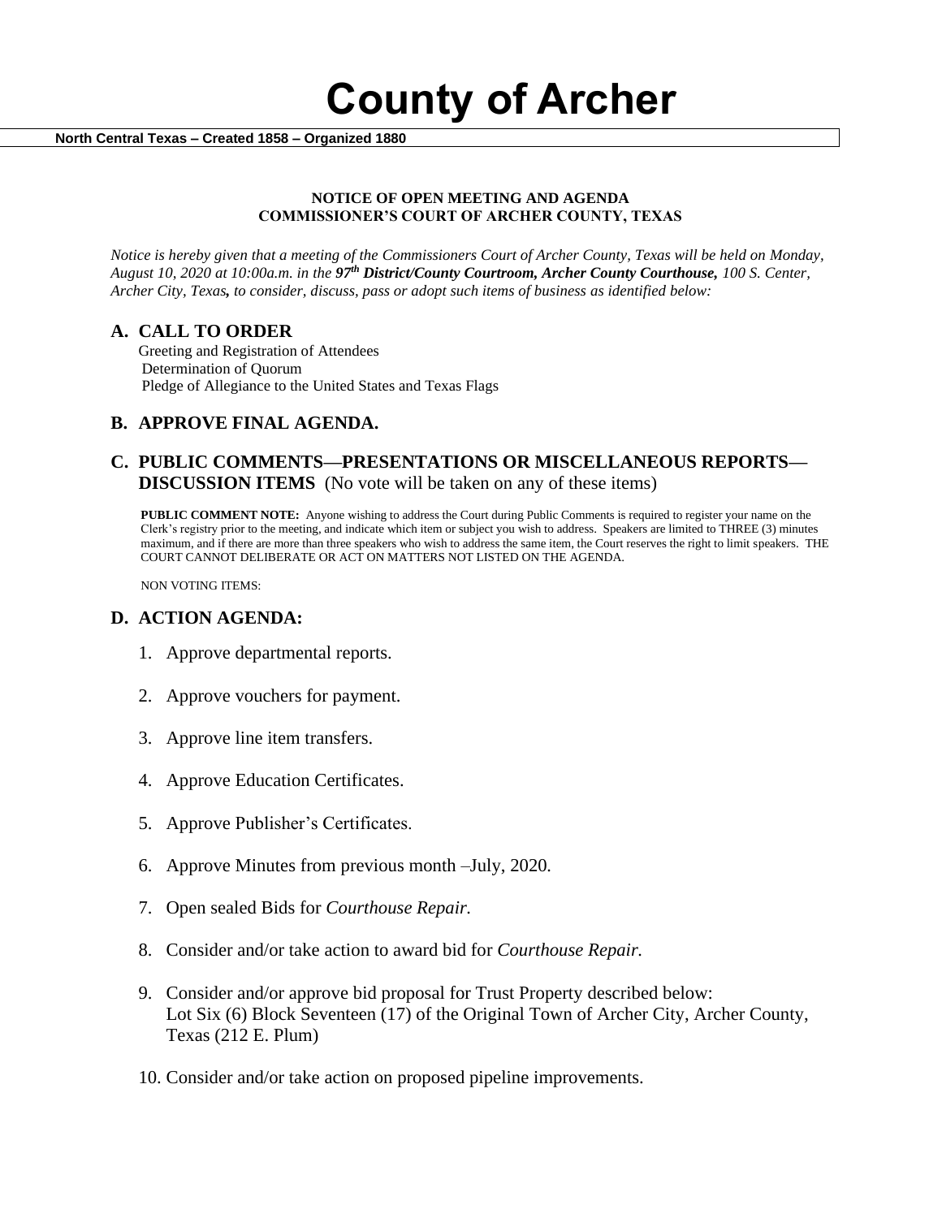# County of Archer

**North Central Texas – Created 1858 – Organized 1880**

**NOTICE OF OPEN MEETING AND AGENDA**
**COMMISSIONER'S COURT OF ARCHER COUNTY, TEXAS**

*Notice is hereby given that a meeting of the Commissioners Court of Archer County, Texas will be held on Monday, August 10, 2020 at 10:00a.m. in the* ***97th District/County Courtroom, Archer County Courthouse,*** *100 S. Center, Archer City, Texas****,*** *to consider, discuss, pass or adopt such items of business as identified below:*

## A. CALL TO ORDER

Greeting and Registration of Attendees
Determination of Quorum
Pledge of Allegiance to the United States and Texas Flags

## B. APPROVE FINAL AGENDA.

## C. PUBLIC COMMENTS—PRESENTATIONS OR MISCELLANEOUS REPORTS—DISCUSSION ITEMS (No vote will be taken on any of these items)

**PUBLIC COMMENT NOTE:** Anyone wishing to address the Court during Public Comments is required to register your name on the Clerk's registry prior to the meeting, and indicate which item or subject you wish to address. Speakers are limited to THREE (3) minutes maximum, and if there are more than three speakers who wish to address the same item, the Court reserves the right to limit speakers. THE COURT CANNOT DELIBERATE OR ACT ON MATTERS NOT LISTED ON THE AGENDA.

NON VOTING ITEMS:

## D. ACTION AGENDA:

1. Approve departmental reports.
2. Approve vouchers for payment.
3. Approve line item transfers.
4. Approve Education Certificates.
5. Approve Publisher's Certificates.
6. Approve Minutes from previous month –July, 2020.
7. Open sealed Bids for *Courthouse Repair.*
8. Consider and/or take action to award bid for *Courthouse Repair.*
9. Consider and/or approve bid proposal for Trust Property described below:
   Lot Six (6) Block Seventeen (17) of the Original Town of Archer City, Archer County, Texas (212 E. Plum)
10. Consider and/or take action on proposed pipeline improvements.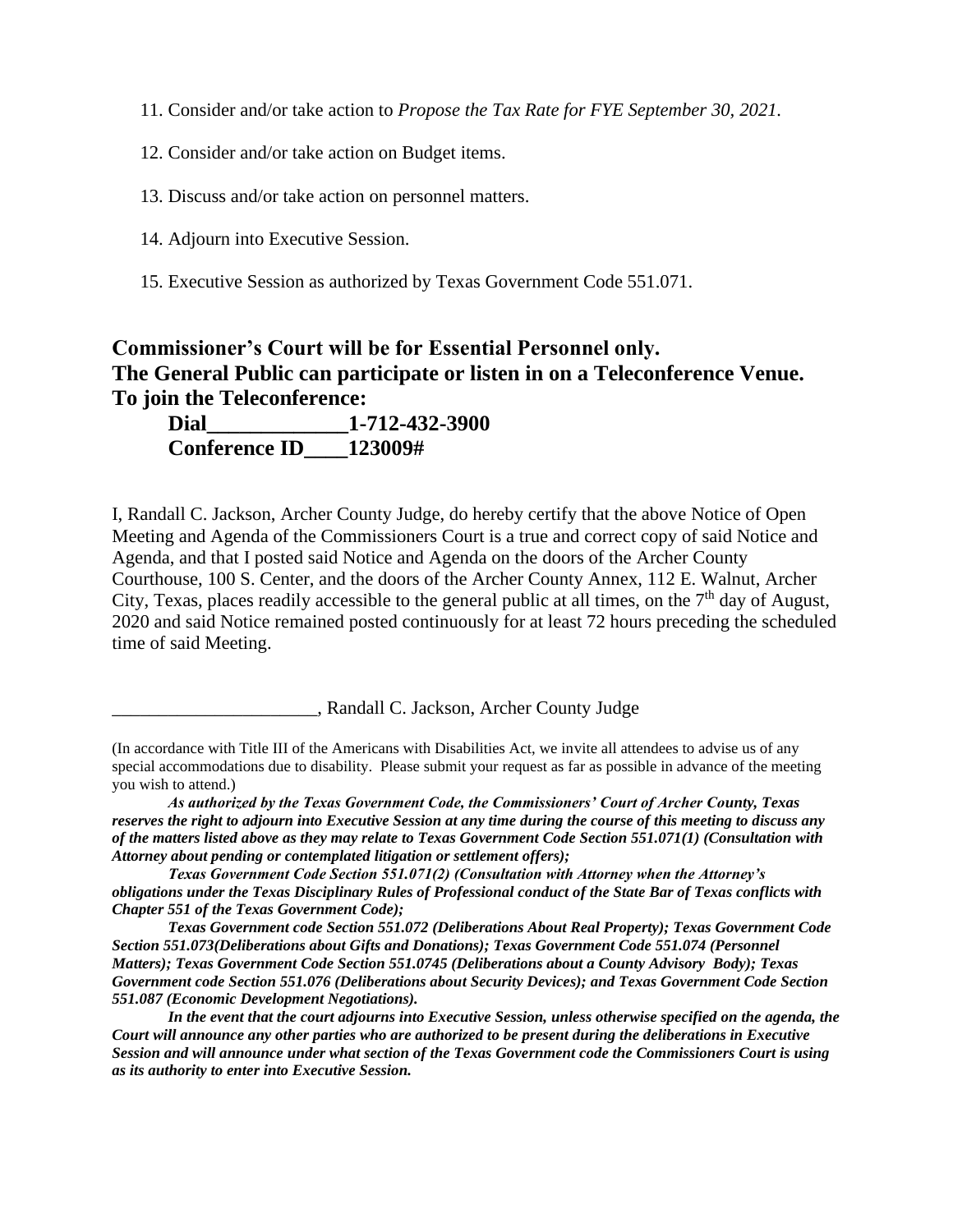11. Consider and/or take action to *Propose the Tax Rate for FYE September 30, 2021.*

12. Consider and/or take action on Budget items.

13. Discuss and/or take action on personnel matters.

14. Adjourn into Executive Session.

15. Executive Session as authorized by Texas Government Code 551.071.

**Commissioner's Court will be for Essential Personnel only.**
**The General Public can participate or listen in on a Teleconference Venue.**
**To join the Teleconference:**

**Dial_____________1-712-432-3900**
**Conference ID____123009#**

I, Randall C. Jackson, Archer County Judge, do hereby certify that the above Notice of Open Meeting and Agenda of the Commissioners Court is a true and correct copy of said Notice and Agenda, and that I posted said Notice and Agenda on the doors of the Archer County Courthouse, 100 S. Center, and the doors of the Archer County Annex, 112 E. Walnut, Archer City, Texas, places readily accessible to the general public at all times, on the 7th day of August, 2020 and said Notice remained posted continuously for at least 72 hours preceding the scheduled time of said Meeting.

______________________, Randall C. Jackson, Archer County Judge

(In accordance with Title III of the Americans with Disabilities Act, we invite all attendees to advise us of any special accommodations due to disability. Please submit your request as far as possible in advance of the meeting you wish to attend.)

***As authorized by the Texas Government Code, the Commissioners' Court of Archer County, Texas reserves the right to adjourn into Executive Session at any time during the course of this meeting to discuss any of the matters listed above as they may relate to Texas Government Code Section 551.071(1) (Consultation with Attorney about pending or contemplated litigation or settlement offers);***

***Texas Government Code Section 551.071(2) (Consultation with Attorney when the Attorney's obligations under the Texas Disciplinary Rules of Professional conduct of the State Bar of Texas conflicts with Chapter 551 of the Texas Government Code);***

***Texas Government code Section 551.072 (Deliberations About Real Property); Texas Government Code Section 551.073(Deliberations about Gifts and Donations); Texas Government Code 551.074 (Personnel Matters); Texas Government Code Section 551.0745 (Deliberations about a County Advisory Body); Texas Government code Section 551.076 (Deliberations about Security Devices); and Texas Government Code Section 551.087 (Economic Development Negotiations).***

***In the event that the court adjourns into Executive Session, unless otherwise specified on the agenda, the Court will announce any other parties who are authorized to be present during the deliberations in Executive Session and will announce under what section of the Texas Government code the Commissioners Court is using as its authority to enter into Executive Session.***